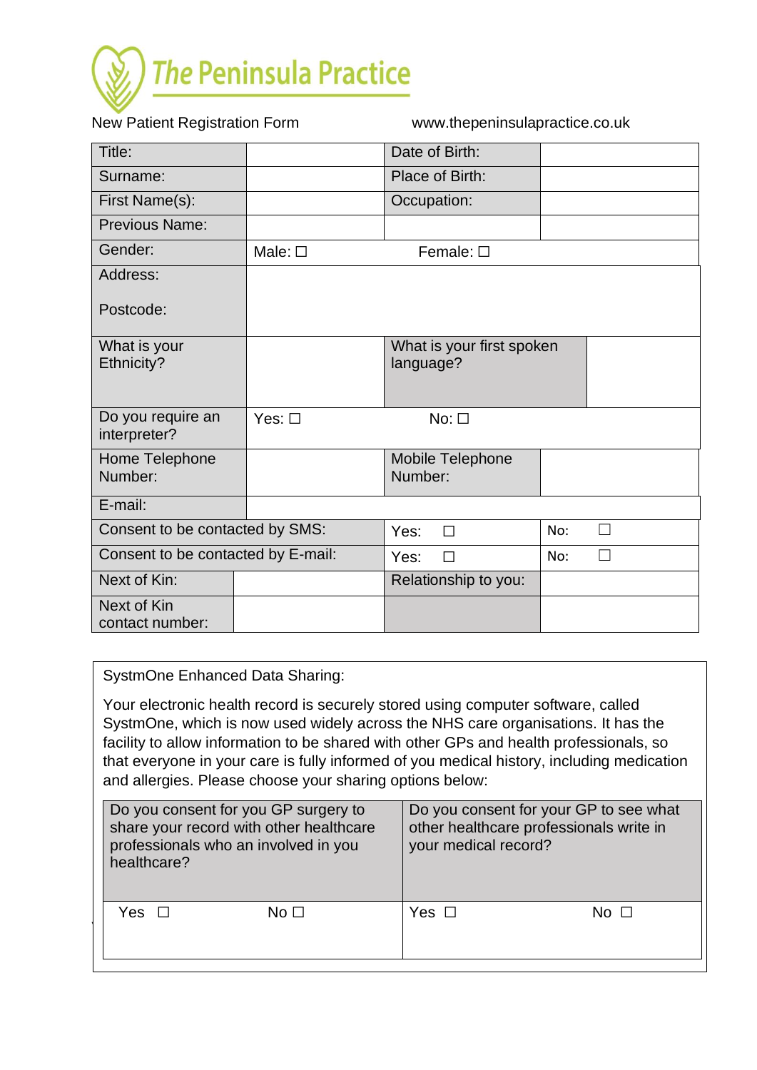# The Peninsula Practice

New Patient Registration Form www.thepeninsulapractice.co.uk

| | | | |
|---|---|---|---|
| Title: | | Date of Birth: | |
| Surname: | | Place of Birth: | |
| First Name(s): | | Occupation: | |
| Previous Name: | | | |
| Gender: | Male: ☐ | Female: ☐ | |
| Address:<br><br>Postcode: | | | |
| What is your Ethnicity? | | What is your first spoken language? | |
| Do you require an interpreter? | Yes: ☐ | No: ☐ | |
| Home Telephone Number: | | Mobile Telephone Number: | |
| E-mail: | | | |
| Consent to be contacted by SMS: | | Yes: ☐ | No: ☐ |
| Consent to be contacted by E-mail: | | Yes: ☐ | No: ☐ |
| Next of Kin: | | Relationship to you: | |
| Next of Kin contact number: | | | |

SystmOne Enhanced Data Sharing:

Your electronic health record is securely stored using computer software, called SystmOne, which is now used widely across the NHS care organisations. It has the facility to allow information to be shared with other GPs and health professionals, so that everyone in your care is fully informed of you medical history, including medication and allergies. Please choose your sharing options below:

| Do you consent for you GP surgery to share your record with other healthcare professionals who an involved in you healthcare? | | Do you consent for your GP to see what other healthcare professionals write in your medical record? | |
|---|---|---|---|
| Yes ☐ | No ☐ | Yes ☐ | No ☐ |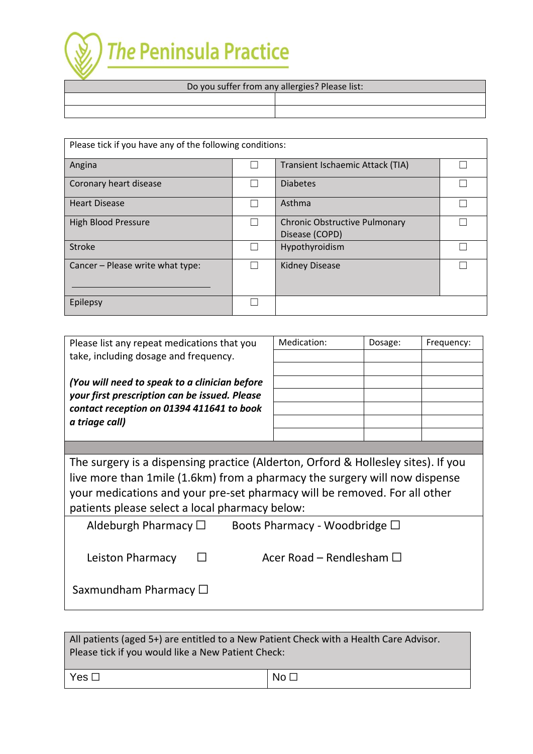# The Peninsula Practice

| Do you suffer from any allergies? Please list: | |
|---|---|
| | |
| | |

| Please tick if you have any of the following conditions: | | | |
|---|---|---|---|
| Angina | ☐ | Transient Ischaemic Attack (TIA) | ☐ |
| Coronary heart disease | ☐ | Diabetes | ☐ |
| Heart Disease | ☐ | Asthma | ☐ |
| High Blood Pressure | ☐ | Chronic Obstructive Pulmonary Disease (COPD) | ☐ |
| Stroke | ☐ | Hypothyroidism | ☐ |
| Cancer – Please write what type: ______________________ | ☐ | Kidney Disease | ☐ |
| Epilepsy | ☐ | | |

| Please list any repeat medications that you take, including dosage and frequency. *(You will need to speak to a clinician before your first prescription can be issued. Please contact reception on 01394 411641 to book a triage call)* | Medication: | Dosage: | Frequency: |
|---|---|---|---|
| | | | |
| | | | |
| | | | |
| | | | |
| | | | |
| | | | |
| | | | |

The surgery is a dispensing practice (Alderton, Orford & Hollesley sites). If you live more than 1mile (1.6km) from a pharmacy the surgery will now dispense your medications and your pre-set pharmacy will be removed. For all other patients please select a local pharmacy below:

Aldeburgh Pharmacy ☐ Boots Pharmacy - Woodbridge ☐

Leiston Pharmacy ☐ Acer Road – Rendlesham ☐

Saxmundham Pharmacy ☐

| All patients (aged 5+) are entitled to a New Patient Check with a Health Care Advisor. Please tick if you would like a New Patient Check: | |
|---|---|
| Yes ☐ | No ☐ |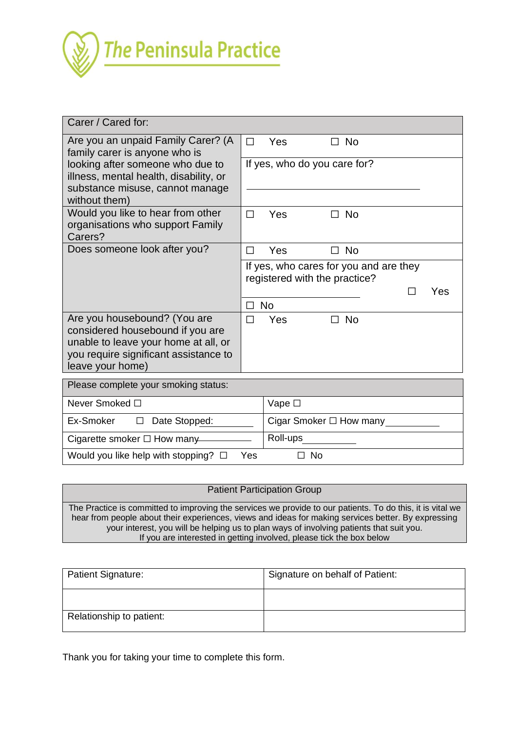# The Peninsula Practice

| Carer / Cared for: | |
|---|---|
| Are you an unpaid Family Carer? (A family carer is anyone who is looking after someone who due to illness, mental health, disability, or substance misuse, cannot manage without them) | ☐ Yes ☐ No<br>If yes, who do you care for?<br>\_\_\_\_\_\_\_\_\_\_\_\_\_\_\_\_\_\_\_\_\_\_\_\_\_\_\_\_\_\_ |
| Would you like to hear from other organisations who support Family Carers? | ☐ Yes ☐ No |
| Does someone look after you? | ☐ Yes ☐ No<br>If yes, who cares for you and are they registered with the practice?<br>\_\_\_\_\_\_\_\_\_\_\_\_\_\_\_\_\_\_\_\_ ☐ Yes<br>☐ No |
| Are you housebound? (You are considered housebound if you are unable to leave your home at all, or you require significant assistance to leave your home) | ☐ Yes ☐ No |

| Please complete your smoking status: | |
|---|---|
| Never Smoked ☐ | Vape ☐ |
| Ex-Smoker ☐ Date Stopped: \_\_\_\_\_\_\_\_\_\_ | Cigar Smoker ☐ How many \_\_\_\_\_\_\_\_\_\_ |
| Cigarette smoker ☐ How many \_\_\_\_\_\_\_\_\_\_ | Roll-ups \_\_\_\_\_\_\_\_\_\_ |
| Would you like help with stopping? ☐ Yes | ☐ No |

## Patient Participation Group

The Practice is committed to improving the services we provide to our patients. To do this, it is vital we hear from people about their experiences, views and ideas for making services better. By expressing your interest, you will be helping us to plan ways of involving patients that suit you.
If you are interested in getting involved, please tick the box below

| Patient Signature: | Signature on behalf of Patient: |
|---|---|
| | |
| Relationship to patient: | |

Thank you for taking your time to complete this form.